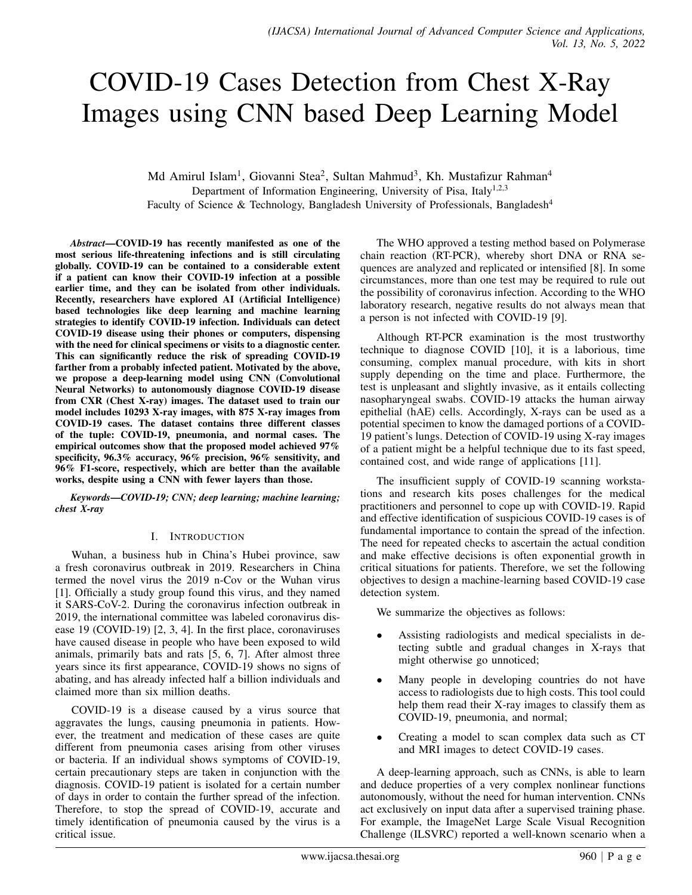# COVID-19 Cases Detection from Chest X-Ray Images using CNN based Deep Learning Model

Md Amirul Islam[1], Giovanni Stea[2], Sultan Mahmud[3], Kh. Mustafizur Rahman[4]

Department of Information Engineering, University of Pisa, Italy[1,2,3]

Faculty of Science & Technology, Bangladesh University of Professionals, Bangladesh[4]

***Abstract*—COVID-19 has recently manifested as one of the most serious life-threatening infections and is still circulating globally. COVID-19 can be contained to a considerable extent if a patient can know their COVID-19 infection at a possible earlier time, and they can be isolated from other individuals. Recently, researchers have explored AI (Artificial Intelligence) based technologies like deep learning and machine learning strategies to identify COVID-19 infection. Individuals can detect COVID-19 disease using their phones or computers, dispensing with the need for clinical specimens or visits to a diagnostic center. This can significantly reduce the risk of spreading COVID-19 farther from a probably infected patient. Motivated by the above, we propose a deep-learning model using CNN (Convolutional Neural Networks) to autonomously diagnose COVID-19 disease from CXR (Chest X-ray) images. The dataset used to train our model includes 10293 X-ray images, with 875 X-ray images from COVID-19 cases. The dataset contains three different classes of the tuple: COVID-19, pneumonia, and normal cases. The empirical outcomes show that the proposed model achieved 97% specificity, 96.3% accuracy, 96% precision, 96% sensitivity, and 96% F1-score, respectively, which are better than the available works, despite using a CNN with fewer layers than those.**

***Keywords*—COVID-19; CNN; deep learning; machine learning; chest X-ray**

## I. Introduction

Wuhan, a business hub in China's Hubei province, saw a fresh coronavirus outbreak in 2019. Researchers in China termed the novel virus the 2019 n-Cov or the Wuhan virus [1]. Officially a study group found this virus, and they named it SARS-CoV-2. During the coronavirus infection outbreak in 2019, the international committee was labeled coronavirus disease 19 (COVID-19) [2, 3, 4]. In the first place, coronaviruses have caused disease in people who have been exposed to wild animals, primarily bats and rats [5, 6, 7]. After almost three years since its first appearance, COVID-19 shows no signs of abating, and has already infected half a billion individuals and claimed more than six million deaths.

COVID-19 is a disease caused by a virus source that aggravates the lungs, causing pneumonia in patients. However, the treatment and medication of these cases are quite different from pneumonia cases arising from other viruses or bacteria. If an individual shows symptoms of COVID-19, certain precautionary steps are taken in conjunction with the diagnosis. COVID-19 patient is isolated for a certain number of days in order to contain the further spread of the infection. Therefore, to stop the spread of COVID-19, accurate and timely identification of pneumonia caused by the virus is a critical issue.

The WHO approved a testing method based on Polymerase chain reaction (RT-PCR), whereby short DNA or RNA sequences are analyzed and replicated or intensified [8]. In some circumstances, more than one test may be required to rule out the possibility of coronavirus infection. According to the WHO laboratory research, negative results do not always mean that a person is not infected with COVID-19 [9].

Although RT-PCR examination is the most trustworthy technique to diagnose COVID [10], it is a laborious, time consuming, complex manual procedure, with kits in short supply depending on the time and place. Furthermore, the test is unpleasant and slightly invasive, as it entails collecting nasopharyngeal swabs. COVID-19 attacks the human airway epithelial (hAE) cells. Accordingly, X-rays can be used as a potential specimen to know the damaged portions of a COVID-19 patient's lungs. Detection of COVID-19 using X-ray images of a patient might be a helpful technique due to its fast speed, contained cost, and wide range of applications [11].

The insufficient supply of COVID-19 scanning workstations and research kits poses challenges for the medical practitioners and personnel to cope up with COVID-19. Rapid and effective identification of suspicious COVID-19 cases is of fundamental importance to contain the spread of the infection. The need for repeated checks to ascertain the actual condition and make effective decisions is often exponential growth in critical situations for patients. Therefore, we set the following objectives to design a machine-learning based COVID-19 case detection system.

We summarize the objectives as follows:

- Assisting radiologists and medical specialists in detecting subtle and gradual changes in X-rays that might otherwise go unnoticed;
- Many people in developing countries do not have access to radiologists due to high costs. This tool could help them read their X-ray images to classify them as COVID-19, pneumonia, and normal;
- Creating a model to scan complex data such as CT and MRI images to detect COVID-19 cases.

A deep-learning approach, such as CNNs, is able to learn and deduce properties of a very complex nonlinear functions autonomously, without the need for human intervention. CNNs act exclusively on input data after a supervised training phase. For example, the ImageNet Large Scale Visual Recognition Challenge (ILSVRC) reported a well-known scenario when a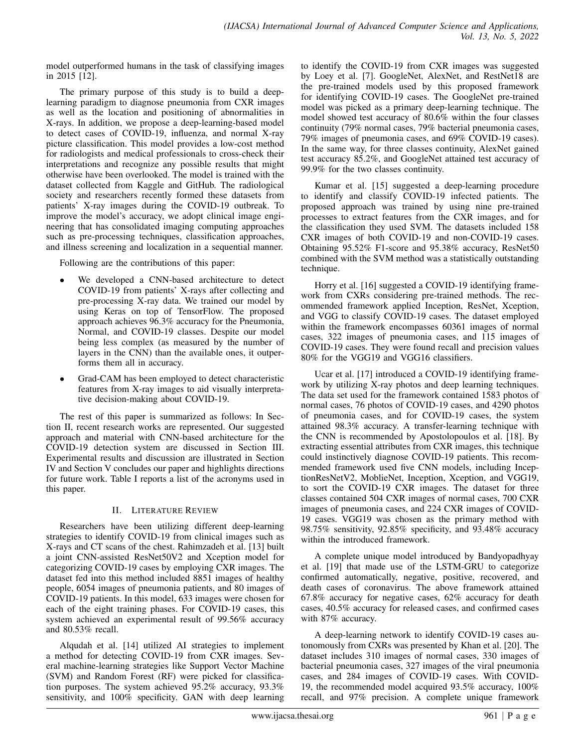model outperformed humans in the task of classifying images in 2015 [12].

The primary purpose of this study is to build a deep-learning paradigm to diagnose pneumonia from CXR images as well as the location and positioning of abnormalities in X-rays. In addition, we propose a deep-learning-based model to detect cases of COVID-19, influenza, and normal X-ray picture classification. This model provides a low-cost method for radiologists and medical professionals to cross-check their interpretations and recognize any possible results that might otherwise have been overlooked. The model is trained with the dataset collected from Kaggle and GitHub. The radiological society and researchers recently formed these datasets from patients' X-ray images during the COVID-19 outbreak. To improve the model's accuracy, we adopt clinical image engineering that has consolidated imaging computing approaches such as pre-processing techniques, classification approaches, and illness screening and localization in a sequential manner.

Following are the contributions of this paper:

- We developed a CNN-based architecture to detect COVID-19 from patients' X-rays after collecting and pre-processing X-ray data. We trained our model by using Keras on top of TensorFlow. The proposed approach achieves 96.3% accuracy for the Pneumonia, Normal, and COVID-19 classes. Despite our model being less complex (as measured by the number of layers in the CNN) than the available ones, it outperforms them all in accuracy.
- Grad-CAM has been employed to detect characteristic features from X-ray images to aid visually interpretative decision-making about COVID-19.

The rest of this paper is summarized as follows: In Section II, recent research works are represented. Our suggested approach and material with CNN-based architecture for the COVID-19 detection system are discussed in Section III. Experimental results and discussion are illustrated in Section IV and Section V concludes our paper and highlights directions for future work. Table I reports a list of the acronyms used in this paper.

## II. Literature Review

Researchers have been utilizing different deep-learning strategies to identify COVID-19 from clinical images such as X-rays and CT scans of the chest. Rahimzadeh et al. [13] built a joint CNN-assisted ResNet50V2 and Xception model for categorizing COVID-19 cases by employing CXR images. The dataset fed into this method included 8851 images of healthy people, 6054 images of pneumonia patients, and 80 images of COVID-19 patients. In this model, 633 images were chosen for each of the eight training phases. For COVID-19 cases, this system achieved an experimental result of 99.56% accuracy and 80.53% recall.

Alqudah et al. [14] utilized AI strategies to implement a method for detecting COVID-19 from CXR images. Several machine-learning strategies like Support Vector Machine (SVM) and Random Forest (RF) were picked for classification purposes. The system achieved 95.2% accuracy, 93.3% sensitivity, and 100% specificity. GAN with deep learning to identify the COVID-19 from CXR images was suggested by Loey et al. [7]. GoogleNet, AlexNet, and RestNet18 are the pre-trained models used by this proposed framework for identifying COVID-19 cases. The GoogleNet pre-trained model was picked as a primary deep-learning technique. The model showed test accuracy of 80.6% within the four classes continuity (79% normal cases, 79% bacterial pneumonia cases, 79% images of pneumonia cases, and 69% COVID-19 cases). In the same way, for three classes continuity, AlexNet gained test accuracy 85.2%, and GoogleNet attained test accuracy of 99.9% for the two classes continuity.

Kumar et al. [15] suggested a deep-learning procedure to identify and classify COVID-19 infected patients. The proposed approach was trained by using nine pre-trained processes to extract features from the CXR images, and for the classification they used SVM. The datasets included 158 CXR images of both COVID-19 and non-COVID-19 cases. Obtaining 95.52% F1-score and 95.38% accuracy, ResNet50 combined with the SVM method was a statistically outstanding technique.

Horry et al. [16] suggested a COVID-19 identifying framework from CXRs considering pre-trained methods. The recommended framework applied Inception, ResNet, Xception, and VGG to classify COVID-19 cases. The dataset employed within the framework encompasses 60361 images of normal cases, 322 images of pneumonia cases, and 115 images of COVID-19 cases. They were found recall and precision values 80% for the VGG19 and VGG16 classifiers.

Ucar et al. [17] introduced a COVID-19 identifying framework by utilizing X-ray photos and deep learning techniques. The data set used for the framework contained 1583 photos of normal cases, 76 photos of COVID-19 cases, and 4290 photos of pneumonia cases, and for COVID-19 cases, the system attained 98.3% accuracy. A transfer-learning technique with the CNN is recommended by Apostolopoulos et al. [18]. By extracting essential attributes from CXR images, this technique could instinctively diagnose COVID-19 patients. This recommended framework used five CNN models, including InceptionResNetV2, MoblieNet, Inception, Xception, and VGG19, to sort the COVID-19 CXR images. The dataset for three classes contained 504 CXR images of normal cases, 700 CXR images of pneumonia cases, and 224 CXR images of COVID-19 cases. VGG19 was chosen as the primary method with 98.75% sensitivity, 92.85% specificity, and 93.48% accuracy within the introduced framework.

A complete unique model introduced by Bandyopadhyay et al. [19] that made use of the LSTM-GRU to categorize confirmed automatically, negative, positive, recovered, and death cases of coronavirus. The above framework attained 67.8% accuracy for negative cases, 62% accuracy for death cases, 40.5% accuracy for released cases, and confirmed cases with 87% accuracy.

A deep-learning network to identify COVID-19 cases autonomously from CXRs was presented by Khan et al. [20]. The dataset includes 310 images of normal cases, 330 images of bacterial pneumonia cases, 327 images of the viral pneumonia cases, and 284 images of COVID-19 cases. With COVID-19, the recommended model acquired 93.5% accuracy, 100% recall, and 97% precision. A complete unique framework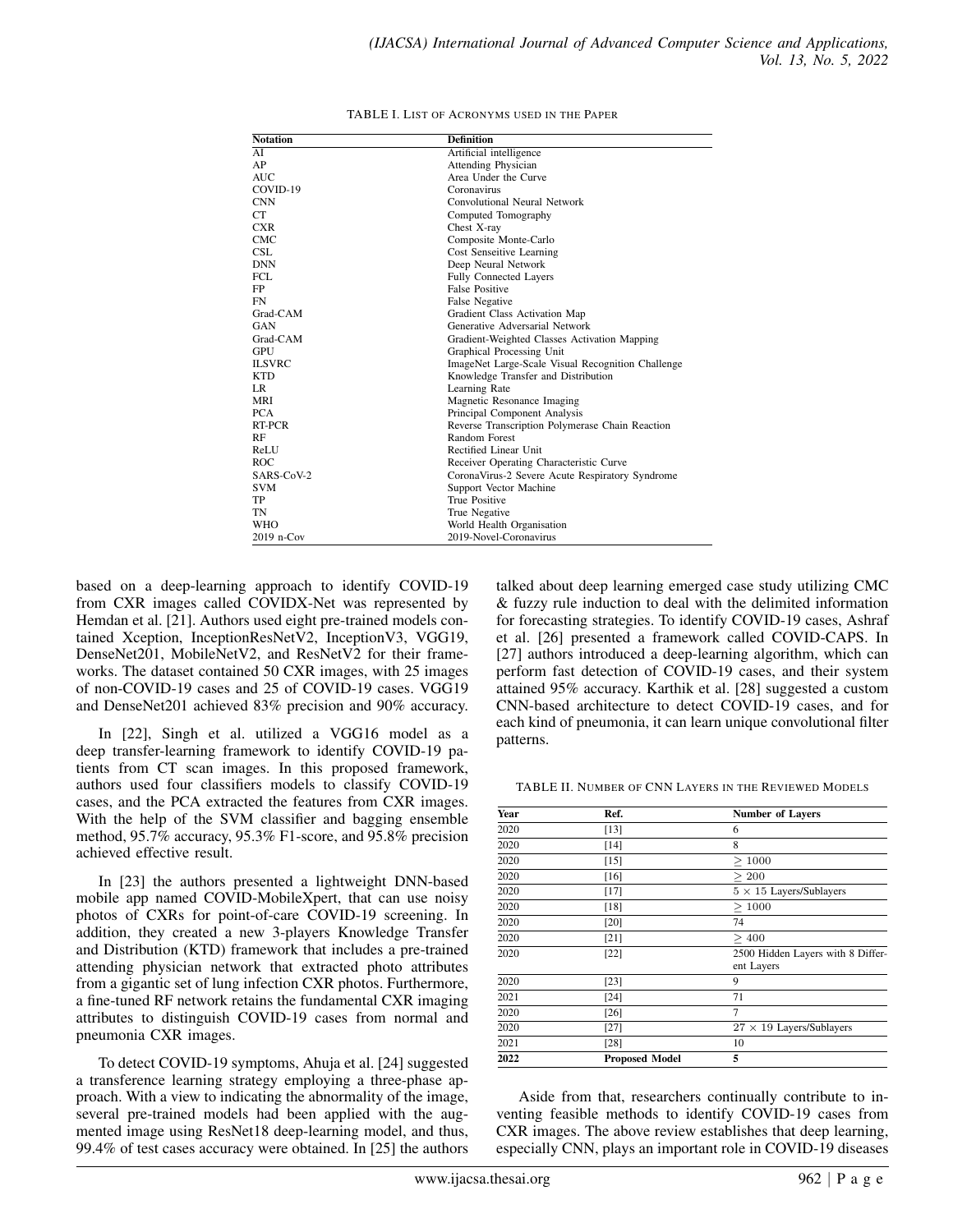TABLE I. LIST OF ACRONYMS USED IN THE PAPER

| Notation | Definition |
|---|---|
| AI | Artificial intelligence |
| AP | Attending Physician |
| AUC | Area Under the Curve |
| COVID-19 | Coronavirus |
| CNN | Convolutional Neural Network |
| CT | Computed Tomography |
| CXR | Chest X-ray |
| CMC | Composite Monte-Carlo |
| CSL | Cost Senseitive Learning |
| DNN | Deep Neural Network |
| FCL | Fully Connected Layers |
| FP | False Positive |
| FN | False Negative |
| Grad-CAM | Gradient Class Activation Map |
| GAN | Generative Adversarial Network |
| Grad-CAM | Gradient-Weighted Classes Activation Mapping |
| GPU | Graphical Processing Unit |
| ILSVRC | ImageNet Large-Scale Visual Recognition Challenge |
| KTD | Knowledge Transfer and Distribution |
| LR | Learning Rate |
| MRI | Magnetic Resonance Imaging |
| PCA | Principal Component Analysis |
| RT-PCR | Reverse Transcription Polymerase Chain Reaction |
| RF | Random Forest |
| ReLU | Rectified Linear Unit |
| ROC | Receiver Operating Characteristic Curve |
| SARS-CoV-2 | CoronaVirus-2 Severe Acute Respiratory Syndrome |
| SVM | Support Vector Machine |
| TP | True Positive |
| TN | True Negative |
| WHO | World Health Organisation |
| 2019 n-Cov | 2019-Novel-Coronavirus |

based on a deep-learning approach to identify COVID-19 from CXR images called COVIDX-Net was represented by Hemdan et al. [21]. Authors used eight pre-trained models contained Xception, InceptionResNetV2, InceptionV3, VGG19, DenseNet201, MobileNetV2, and ResNetV2 for their frameworks. The dataset contained 50 CXR images, with 25 images of non-COVID-19 cases and 25 of COVID-19 cases. VGG19 and DenseNet201 achieved 83% precision and 90% accuracy.

In [22], Singh et al. utilized a VGG16 model as a deep transfer-learning framework to identify COVID-19 patients from CT scan images. In this proposed framework, authors used four classifiers models to classify COVID-19 cases, and the PCA extracted the features from CXR images. With the help of the SVM classifier and bagging ensemble method, 95.7% accuracy, 95.3% F1-score, and 95.8% precision achieved effective result.

In [23] the authors presented a lightweight DNN-based mobile app named COVID-MobileXpert, that can use noisy photos of CXRs for point-of-care COVID-19 screening. In addition, they created a new 3-players Knowledge Transfer and Distribution (KTD) framework that includes a pre-trained attending physician network that extracted photo attributes from a gigantic set of lung infection CXR photos. Furthermore, a fine-tuned RF network retains the fundamental CXR imaging attributes to distinguish COVID-19 cases from normal and pneumonia CXR images.

To detect COVID-19 symptoms, Ahuja et al. [24] suggested a transference learning strategy employing a three-phase approach. With a view to indicating the abnormality of the image, several pre-trained models had been applied with the augmented image using ResNet18 deep-learning model, and thus, 99.4% of test cases accuracy were obtained. In [25] the authors talked about deep learning emerged case study utilizing CMC & fuzzy rule induction to deal with the delimited information for forecasting strategies. To identify COVID-19 cases, Ashraf et al. [26] presented a framework called COVID-CAPS. In [27] authors introduced a deep-learning algorithm, which can perform fast detection of COVID-19 cases, and their system attained 95% accuracy. Karthik et al. [28] suggested a custom CNN-based architecture to detect COVID-19 cases, and for each kind of pneumonia, it can learn unique convolutional filter patterns.

TABLE II. NUMBER OF CNN LAYERS IN THE REVIEWED MODELS

| Year | Ref. | Number of Layers |
|---|---|---|
| 2020 | [13] | 6 |
| 2020 | [14] | 8 |
| 2020 | [15] | $\geq 1000$ |
| 2020 | [16] | $\geq 200$ |
| 2020 | [17] | $5 \times 15$ Layers/Sublayers |
| 2020 | [18] | $\geq 1000$ |
| 2020 | [20] | 74 |
| 2020 | [21] | $\geq 400$ |
| 2020 | [22] | 2500 Hidden Layers with 8 Different Layers |
| 2020 | [23] | 9 |
| 2021 | [24] | 71 |
| 2020 | [26] | 7 |
| 2020 | [27] | $27 \times 19$ Layers/Sublayers |
| 2021 | [28] | 10 |
| **2022** | **Proposed Model** | **5** |

Aside from that, researchers continually contribute to inventing feasible methods to identify COVID-19 cases from CXR images. The above review establishes that deep learning, especially CNN, plays an important role in COVID-19 diseases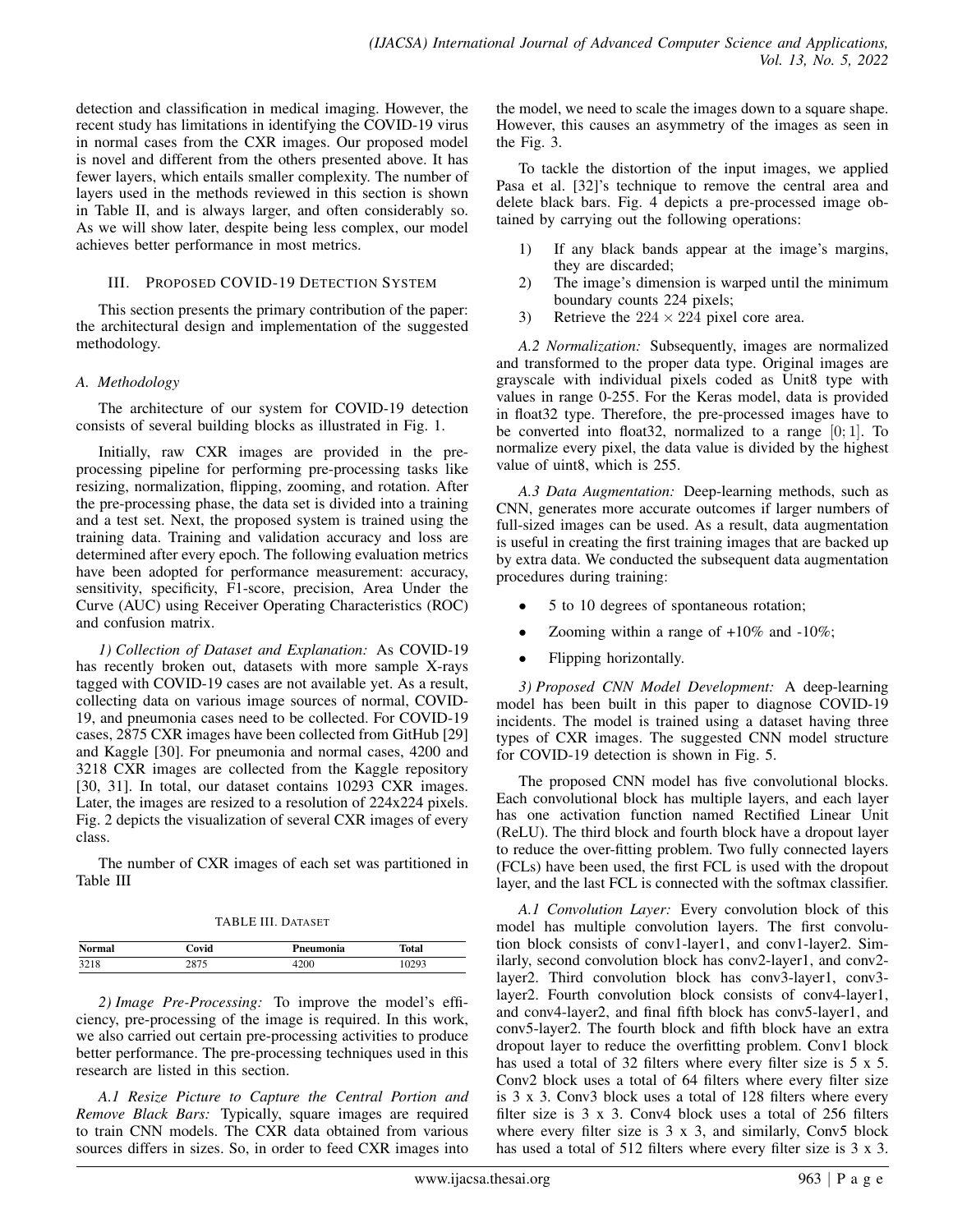detection and classification in medical imaging. However, the recent study has limitations in identifying the COVID-19 virus in normal cases from the CXR images. Our proposed model is novel and different from the others presented above. It has fewer layers, which entails smaller complexity. The number of layers used in the methods reviewed in this section is shown in Table II, and is always larger, and often considerably so. As we will show later, despite being less complex, our model achieves better performance in most metrics.

## III. Proposed COVID-19 Detection System

This section presents the primary contribution of the paper: the architectural design and implementation of the suggested methodology.

### A. Methodology

The architecture of our system for COVID-19 detection consists of several building blocks as illustrated in Fig. 1.

Initially, raw CXR images are provided in the pre-processing pipeline for performing pre-processing tasks like resizing, normalization, flipping, zooming, and rotation. After the pre-processing phase, the data set is divided into a training and a test set. Next, the proposed system is trained using the training data. Training and validation accuracy and loss are determined after every epoch. The following evaluation metrics have been adopted for performance measurement: accuracy, sensitivity, specificity, F1-score, precision, Area Under the Curve (AUC) using Receiver Operating Characteristics (ROC) and confusion matrix.

*1) Collection of Dataset and Explanation:* As COVID-19 has recently broken out, datasets with more sample X-rays tagged with COVID-19 cases are not available yet. As a result, collecting data on various image sources of normal, COVID-19, and pneumonia cases need to be collected. For COVID-19 cases, 2875 CXR images have been collected from GitHub [29] and Kaggle [30]. For pneumonia and normal cases, 4200 and 3218 CXR images are collected from the Kaggle repository [30, 31]. In total, our dataset contains 10293 CXR images. Later, the images are resized to a resolution of 224x224 pixels. Fig. 2 depicts the visualization of several CXR images of every class.

The number of CXR images of each set was partitioned in Table III

TABLE III. Dataset

| Normal | Covid | Pneumonia | Total |
|---|---|---|---|
| 3218 | 2875 | 4200 | 10293 |

*2) Image Pre-Processing:* To improve the model's efficiency, pre-processing of the image is required. In this work, we also carried out certain pre-processing activities to produce better performance. The pre-processing techniques used in this research are listed in this section.

*A.1 Resize Picture to Capture the Central Portion and Remove Black Bars:* Typically, square images are required to train CNN models. The CXR data obtained from various sources differs in sizes. So, in order to feed CXR images into the model, we need to scale the images down to a square shape. However, this causes an asymmetry of the images as seen in the Fig. 3.

To tackle the distortion of the input images, we applied Pasa et al. [32]'s technique to remove the central area and delete black bars. Fig. 4 depicts a pre-processed image obtained by carrying out the following operations:

1) If any black bands appear at the image's margins, they are discarded;
2) The image's dimension is warped until the minimum boundary counts 224 pixels;
3) Retrieve the $224 \times 224$ pixel core area.

*A.2 Normalization:* Subsequently, images are normalized and transformed to the proper data type. Original images are grayscale with individual pixels coded as Unit8 type with values in range 0-255. For the Keras model, data is provided in float32 type. Therefore, the pre-processed images have to be converted into float32, normalized to a range $[0; 1]$. To normalize every pixel, the data value is divided by the highest value of uint8, which is 255.

*A.3 Data Augmentation:* Deep-learning methods, such as CNN, generates more accurate outcomes if larger numbers of full-sized images can be used. As a result, data augmentation is useful in creating the first training images that are backed up by extra data. We conducted the subsequent data augmentation procedures during training:

- 5 to 10 degrees of spontaneous rotation;
- Zooming within a range of +10% and -10%;
- Flipping horizontally.

*3) Proposed CNN Model Development:* A deep-learning model has been built in this paper to diagnose COVID-19 incidents. The model is trained using a dataset having three types of CXR images. The suggested CNN model structure for COVID-19 detection is shown in Fig. 5.

The proposed CNN model has five convolutional blocks. Each convolutional block has multiple layers, and each layer has one activation function named Rectified Linear Unit (ReLU). The third block and fourth block have a dropout layer to reduce the over-fitting problem. Two fully connected layers (FCLs) have been used, the first FCL is used with the dropout layer, and the last FCL is connected with the softmax classifier.

*A.1 Convolution Layer:* Every convolution block of this model has multiple convolution layers. The first convolution block consists of conv1-layer1, and conv1-layer2. Similarly, second convolution block has conv2-layer1, and conv2-layer2. Third convolution block has conv3-layer1, conv3-layer2. Fourth convolution block consists of conv4-layer1, and conv4-layer2, and final fifth block has conv5-layer1, and conv5-layer2. The fourth block and fifth block have an extra dropout layer to reduce the overfitting problem. Conv1 block has used a total of 32 filters where every filter size is 5 x 5. Conv2 block uses a total of 64 filters where every filter size is 3 x 3. Conv3 block uses a total of 128 filters where every filter size is 3 x 3. Conv4 block uses a total of 256 filters where every filter size is 3 x 3, and similarly, Conv5 block has used a total of 512 filters where every filter size is 3 x 3.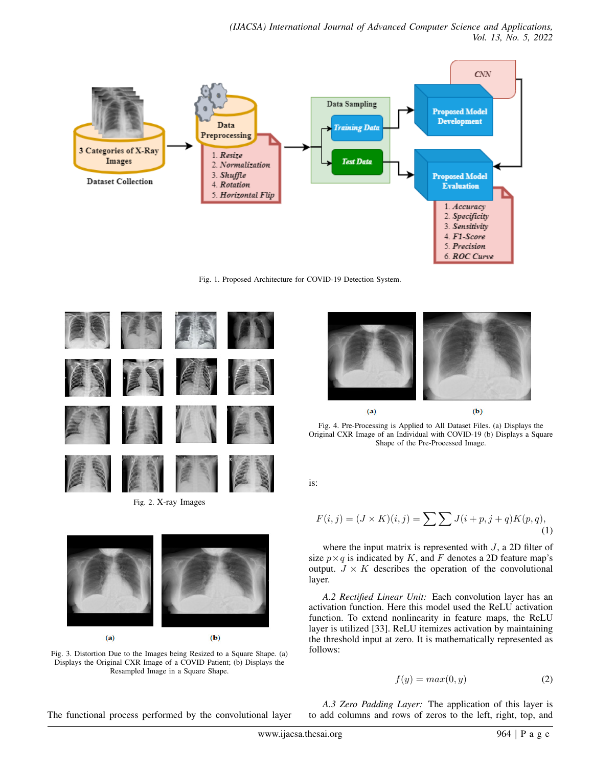Fig. 1. Proposed Architecture for COVID-19 Detection System.

Fig. 2. X-ray Images

Fig. 3. Distortion Due to the Images being Resized to a Square Shape. (a) Displays the Original CXR Image of a COVID Patient; (b) Displays the Resampled Image in a Square Shape.

The functional process performed by the convolutional layer is:

Fig. 4. Pre-Processing is Applied to All Dataset Files. (a) Displays the Original CXR Image of an Individual with COVID-19 (b) Displays a Square Shape of the Pre-Processed Image.

$$F(i,j) = (J \times K)(i,j) = \sum\sum J(i+p, j+q)K(p,q), \tag{1}$$

where the input matrix is represented with $J$, a 2D filter of size $p \times q$ is indicated by $K$, and $F$ denotes a 2D feature map's output. $J \times K$ describes the operation of the convolutional layer.

*A.2 Rectified Linear Unit:* Each convolution layer has an activation function. Here this model used the ReLU activation function. To extend nonlinearity in feature maps, the ReLU layer is utilized [33]. ReLU itemizes activation by maintaining the threshold input at zero. It is mathematically represented as follows:

$$f(y) = max(0, y) \tag{2}$$

*A.3 Zero Padding Layer:* The application of this layer is to add columns and rows of zeros to the left, right, top, and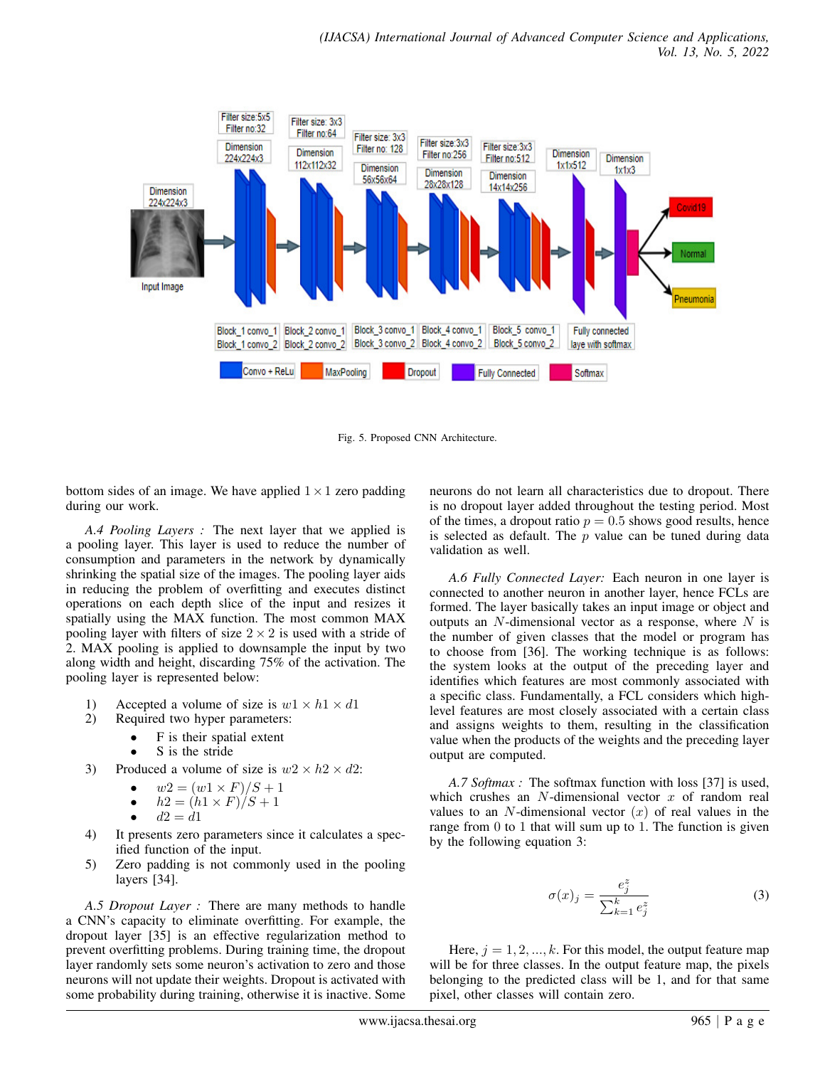Fig. 5. Proposed CNN Architecture.

bottom sides of an image. We have applied $1 \times 1$ zero padding during our work.

*A.4 Pooling Layers :* The next layer that we applied is a pooling layer. This layer is used to reduce the number of consumption and parameters in the network by dynamically shrinking the spatial size of the images. The pooling layer aids in reducing the problem of overfitting and executes distinct operations on each depth slice of the input and resizes it spatially using the MAX function. The most common MAX pooling layer with filters of size $2 \times 2$ is used with a stride of 2. MAX pooling is applied to downsample the input by two along width and height, discarding 75% of the activation. The pooling layer is represented below:

1) Accepted a volume of size is $w1 \times h1 \times d1$
2) Required two hyper parameters:
   - F is their spatial extent
   - S is the stride
3) Produced a volume of size is $w2 \times h2 \times d2$:
   - $w2 = (w1 \times F)/S + 1$
   - $h2 = (h1 \times F)/S + 1$
   - $d2 = d1$
4) It presents zero parameters since it calculates a specified function of the input.
5) Zero padding is not commonly used in the pooling layers [34].

*A.5 Dropout Layer :* There are many methods to handle a CNN's capacity to eliminate overfitting. For example, the dropout layer [35] is an effective regularization method to prevent overfitting problems. During training time, the dropout layer randomly sets some neuron's activation to zero and those neurons will not update their weights. Dropout is activated with some probability during training, otherwise it is inactive. Some neurons do not learn all characteristics due to dropout. There is no dropout layer added throughout the testing period. Most of the times, a dropout ratio $p = 0.5$ shows good results, hence is selected as default. The $p$ value can be tuned during data validation as well.

*A.6 Fully Connected Layer:* Each neuron in one layer is connected to another neuron in another layer, hence FCLs are formed. The layer basically takes an input image or object and outputs an $N$-dimensional vector as a response, where $N$ is the number of given classes that the model or program has to choose from [36]. The working technique is as follows: the system looks at the output of the preceding layer and identifies which features are most commonly associated with a specific class. Fundamentally, a FCL considers which high-level features are most closely associated with a certain class and assigns weights to them, resulting in the classification value when the products of the weights and the preceding layer output are computed.

*A.7 Softmax :* The softmax function with loss [37] is used, which crushes an $N$-dimensional vector $x$ of random real values to an $N$-dimensional vector $(x)$ of real values in the range from 0 to 1 that will sum up to 1. The function is given by the following equation 3:

$$\sigma(x)_j = \frac{e_j^z}{\sum_{k=1}^{k} e_j^z} \quad (3)$$

Here, $j = 1, 2, ..., k$. For this model, the output feature map will be for three classes. In the output feature map, the pixels belonging to the predicted class will be 1, and for that same pixel, other classes will contain zero.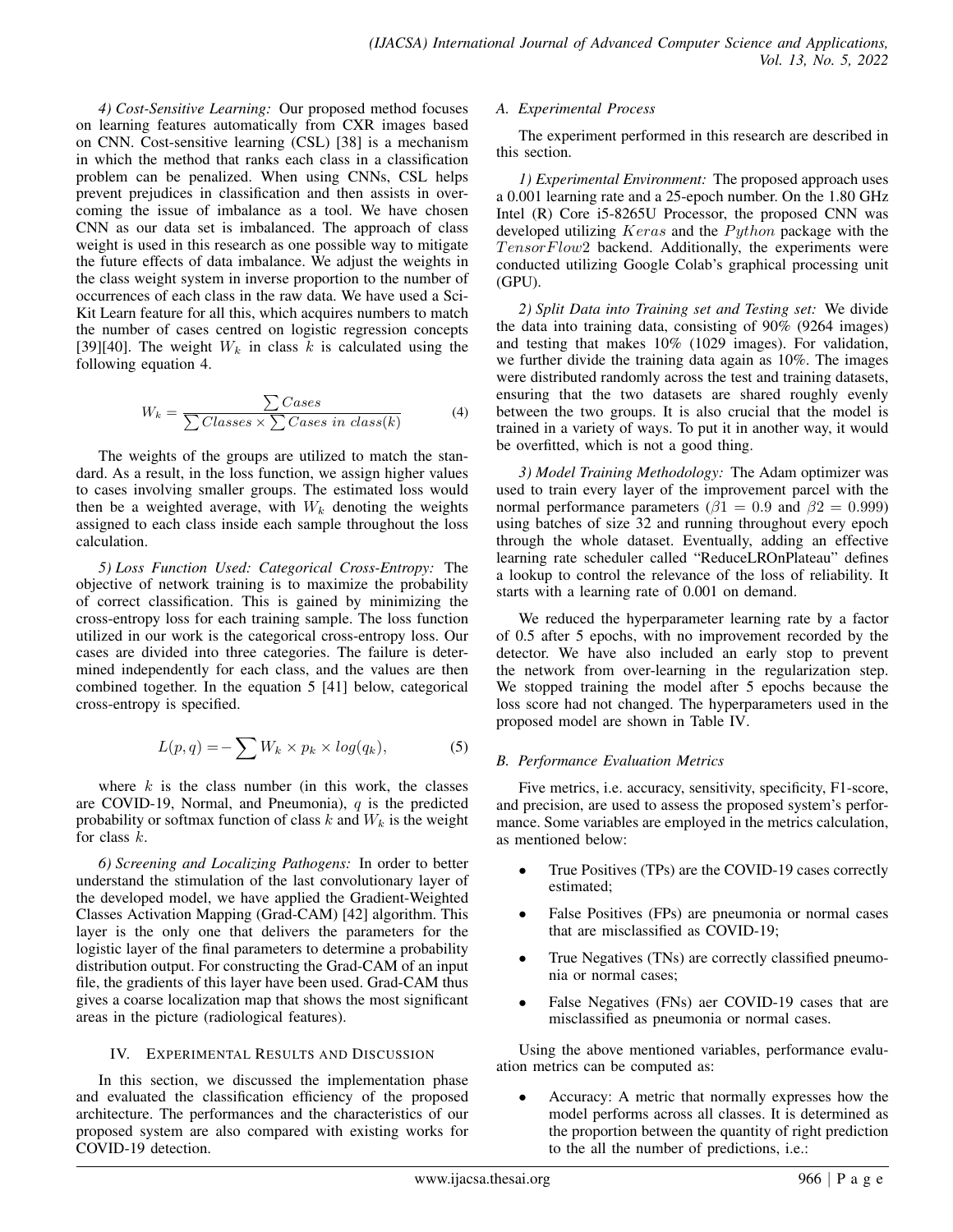*4) Cost-Sensitive Learning:* Our proposed method focuses on learning features automatically from CXR images based on CNN. Cost-sensitive learning (CSL) [38] is a mechanism in which the method that ranks each class in a classification problem can be penalized. When using CNNs, CSL helps prevent prejudices in classification and then assists in overcoming the issue of imbalance as a tool. We have chosen CNN as our data set is imbalanced. The approach of class weight is used in this research as one possible way to mitigate the future effects of data imbalance. We adjust the weights in the class weight system in inverse proportion to the number of occurrences of each class in the raw data. We have used a Sci-Kit Learn feature for all this, which acquires numbers to match the number of cases centred on logistic regression concepts [39][40]. The weight $W_k$ in class $k$ is calculated using the following equation 4.

$$W_k = \frac{\sum Cases}{\sum Classes \times \sum Cases\ in\ class(k)} \tag{4}$$

The weights of the groups are utilized to match the standard. As a result, in the loss function, we assign higher values to cases involving smaller groups. The estimated loss would then be a weighted average, with $W_k$ denoting the weights assigned to each class inside each sample throughout the loss calculation.

*5) Loss Function Used: Categorical Cross-Entropy:* The objective of network training is to maximize the probability of correct classification. This is gained by minimizing the cross-entropy loss for each training sample. The loss function utilized in our work is the categorical cross-entropy loss. Our cases are divided into three categories. The failure is determined independently for each class, and the values are then combined together. In the equation 5 [41] below, categorical cross-entropy is specified.

$$L(p, q) = -\sum W_k \times p_k \times log(q_k), \tag{5}$$

where $k$ is the class number (in this work, the classes are COVID-19, Normal, and Pneumonia), $q$ is the predicted probability or softmax function of class $k$ and $W_k$ is the weight for class $k$.

*6) Screening and Localizing Pathogens:* In order to better understand the stimulation of the last convolutionary layer of the developed model, we have applied the Gradient-Weighted Classes Activation Mapping (Grad-CAM) [42] algorithm. This layer is the only one that delivers the parameters for the logistic layer of the final parameters to determine a probability distribution output. For constructing the Grad-CAM of an input file, the gradients of this layer have been used. Grad-CAM thus gives a coarse localization map that shows the most significant areas in the picture (radiological features).

## IV. Experimental Results and Discussion

In this section, we discussed the implementation phase and evaluated the classification efficiency of the proposed architecture. The performances and the characteristics of our proposed system are also compared with existing works for COVID-19 detection.

### A. Experimental Process

The experiment performed in this research are described in this section.

*1) Experimental Environment:* The proposed approach uses a 0.001 learning rate and a 25-epoch number. On the 1.80 GHz Intel (R) Core i5-8265U Processor, the proposed CNN was developed utilizing $Keras$ and the $Python$ package with the $TensorFlow2$ backend. Additionally, the experiments were conducted utilizing Google Colab's graphical processing unit (GPU).

*2) Split Data into Training set and Testing set:* We divide the data into training data, consisting of 90% (9264 images) and testing that makes 10% (1029 images). For validation, we further divide the training data again as 10%. The images were distributed randomly across the test and training datasets, ensuring that the two datasets are shared roughly evenly between the two groups. It is also crucial that the model is trained in a variety of ways. To put it in another way, it would be overfitted, which is not a good thing.

*3) Model Training Methodology:* The Adam optimizer was used to train every layer of the improvement parcel with the normal performance parameters ($\beta1 = 0.9$ and $\beta2 = 0.999$) using batches of size 32 and running throughout every epoch through the whole dataset. Eventually, adding an effective learning rate scheduler called "ReduceLROnPlateau" defines a lookup to control the relevance of the loss of reliability. It starts with a learning rate of 0.001 on demand.

We reduced the hyperparameter learning rate by a factor of 0.5 after 5 epochs, with no improvement recorded by the detector. We have also included an early stop to prevent the network from over-learning in the regularization step. We stopped training the model after 5 epochs because the loss score had not changed. The hyperparameters used in the proposed model are shown in Table IV.

### B. Performance Evaluation Metrics

Five metrics, i.e. accuracy, sensitivity, specificity, F1-score, and precision, are used to assess the proposed system's performance. Some variables are employed in the metrics calculation, as mentioned below:

- True Positives (TPs) are the COVID-19 cases correctly estimated;
- False Positives (FPs) are pneumonia or normal cases that are misclassified as COVID-19;
- True Negatives (TNs) are correctly classified pneumonia or normal cases;
- False Negatives (FNs) aer COVID-19 cases that are misclassified as pneumonia or normal cases.

Using the above mentioned variables, performance evaluation metrics can be computed as:

- Accuracy: A metric that normally expresses how the model performs across all classes. It is determined as the proportion between the quantity of right prediction to the all the number of predictions, i.e.: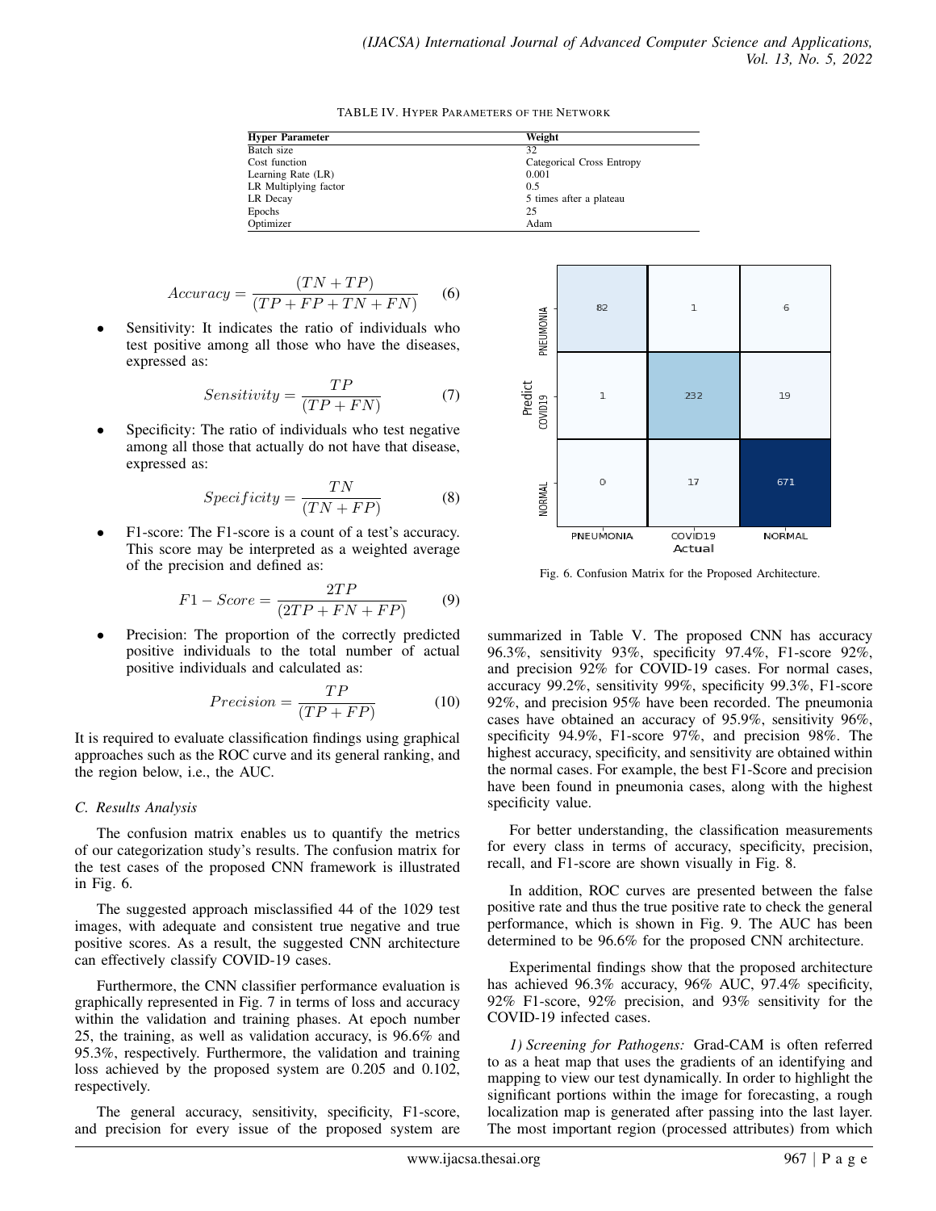TABLE IV. HYPER PARAMETERS OF THE NETWORK

| Hyper Parameter | Weight |
| --- | --- |
| Batch size | 32 |
| Cost function | Categorical Cross Entropy |
| Learning Rate (LR) | 0.001 |
| LR Multiplying factor | 0.5 |
| LR Decay | 5 times after a plateau |
| Epochs | 25 |
| Optimizer | Adam |

$$Accuracy = \frac{(TN + TP)}{(TP + FP + TN + FN)} \quad (6)$$

- Sensitivity: It indicates the ratio of individuals who test positive among all those who have the diseases, expressed as:

$$Sensitivity = \frac{TP}{(TP + FN)} \quad (7)$$

- Specificity: The ratio of individuals who test negative among all those that actually do not have that disease, expressed as:

$$Specificity = \frac{TN}{(TN + FP)} \quad (8)$$

- F1-score: The F1-score is a count of a test's accuracy. This score may be interpreted as a weighted average of the precision and defined as:

$$F1 - Score = \frac{2TP}{(2TP + FN + FP)} \quad (9)$$

- Precision: The proportion of the correctly predicted positive individuals to the total number of actual positive individuals and calculated as:

$$Precision = \frac{TP}{(TP + FP)} \quad (10)$$

It is required to evaluate classification findings using graphical approaches such as the ROC curve and its general ranking, and the region below, i.e., the AUC.

### C. Results Analysis

The confusion matrix enables us to quantify the metrics of our categorization study's results. The confusion matrix for the test cases of the proposed CNN framework is illustrated in Fig. 6.

| Predict \ Actual | PNEUMONIA | COVID19 | NORMAL |
| --- | --- | --- | --- |
| PNEUMONIA | 82 | 1 | 6 |
| COVID19 | 1 | 232 | 19 |
| NORMAL | 0 | 17 | 671 |

Fig. 6. Confusion Matrix for the Proposed Architecture.

The suggested approach misclassified 44 of the 1029 test images, with adequate and consistent true negative and true positive scores. As a result, the suggested CNN architecture can effectively classify COVID-19 cases.

Furthermore, the CNN classifier performance evaluation is graphically represented in Fig. 7 in terms of loss and accuracy within the validation and training phases. At epoch number 25, the training, as well as validation accuracy, is 96.6% and 95.3%, respectively. Furthermore, the validation and training loss achieved by the proposed system are 0.205 and 0.102, respectively.

The general accuracy, sensitivity, specificity, F1-score, and precision for every issue of the proposed system are summarized in Table V. The proposed CNN has accuracy 96.3%, sensitivity 93%, specificity 97.4%, F1-score 92%, and precision 92% for COVID-19 cases. For normal cases, accuracy 99.2%, sensitivity 99%, specificity 99.3%, F1-score 92%, and precision 95% have been recorded. The pneumonia cases have obtained an accuracy of 95.9%, sensitivity 96%, specificity 94.9%, F1-score 97%, and precision 98%. The highest accuracy, specificity, and sensitivity are obtained within the normal cases. For example, the best F1-Score and precision have been found in pneumonia cases, along with the highest specificity value.

For better understanding, the classification measurements for every class in terms of accuracy, specificity, precision, recall, and F1-score are shown visually in Fig. 8.

In addition, ROC curves are presented between the false positive rate and thus the true positive rate to check the general performance, which is shown in Fig. 9. The AUC has been determined to be 96.6% for the proposed CNN architecture.

Experimental findings show that the proposed architecture has achieved 96.3% accuracy, 96% AUC, 97.4% specificity, 92% F1-score, 92% precision, and 93% sensitivity for the COVID-19 infected cases.

*1) Screening for Pathogens:* Grad-CAM is often referred to as a heat map that uses the gradients of an identifying and mapping to view our test dynamically. In order to highlight the significant portions within the image for forecasting, a rough localization map is generated after passing into the last layer. The most important region (processed attributes) from which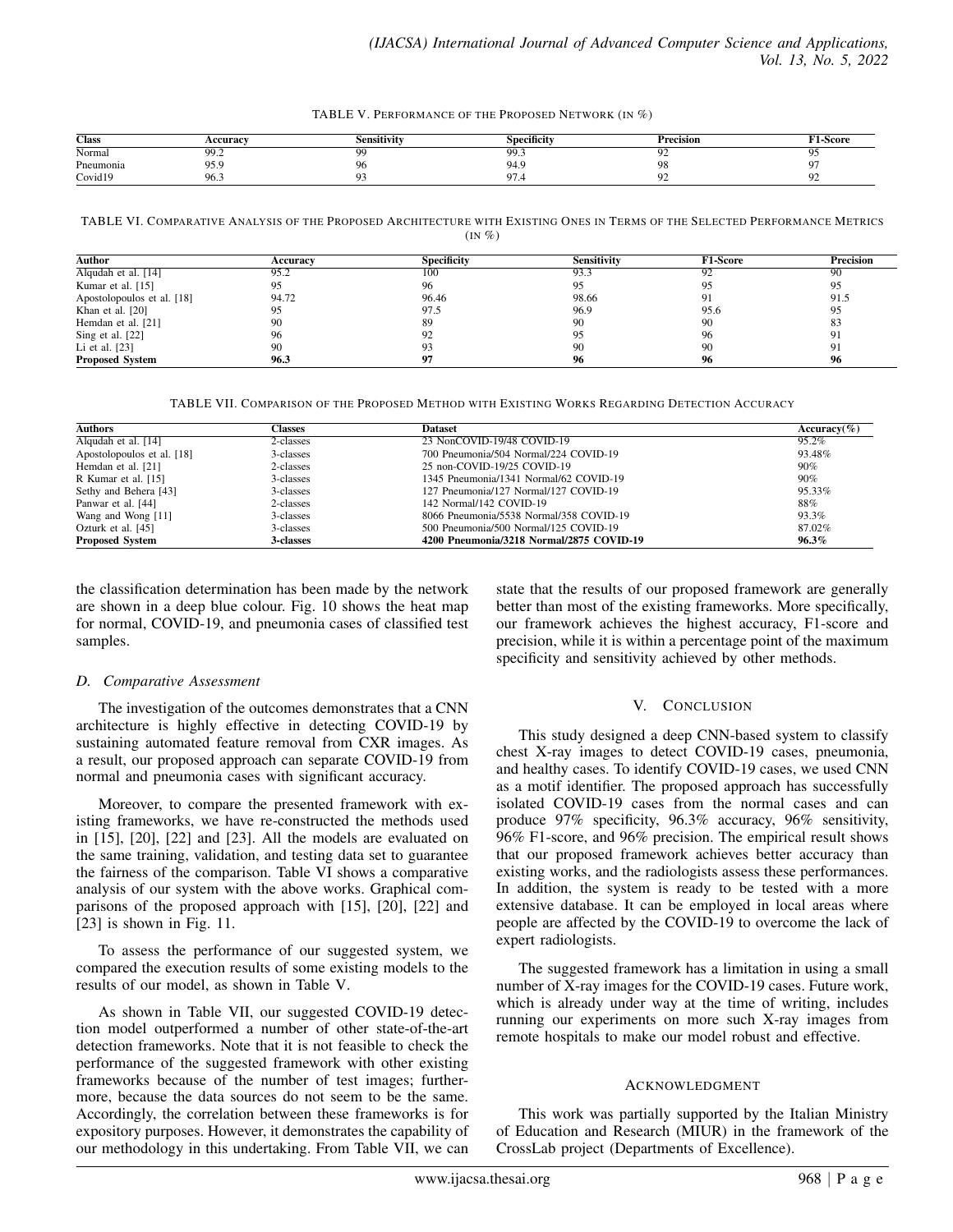TABLE V. PERFORMANCE OF THE PROPOSED NETWORK (IN %)

| Class | Accuracy | Sensitivity | Specificity | Precision | F1-Score |
|---|---|---|---|---|---|
| Normal | 99.2 | 99 | 99.3 | 92 | 95 |
| Pneumonia | 95.9 | 96 | 94.9 | 98 | 97 |
| Covid19 | 96.3 | 93 | 97.4 | 92 | 92 |

TABLE VI. COMPARATIVE ANALYSIS OF THE PROPOSED ARCHITECTURE WITH EXISTING ONES IN TERMS OF THE SELECTED PERFORMANCE METRICS (IN %)

| Author | Accuracy | Specificity | Sensitivity | F1-Score | Precision |
|---|---|---|---|---|---|
| Alqudah et al. [14] | 95.2 | 100 | 93.3 | 92 | 90 |
| Kumar et al. [15] | 95 | 96 | 95 | 95 | 95 |
| Apostolopoulos et al. [18] | 94.72 | 96.46 | 98.66 | 91 | 91.5 |
| Khan et al. [20] | 95 | 97.5 | 96.9 | 95.6 | 95 |
| Hemdan et al. [21] | 90 | 89 | 90 | 90 | 83 |
| Sing et al. [22] | 96 | 92 | 95 | 96 | 91 |
| Li et al. [23] | 90 | 93 | 90 | 90 | 91 |
| **Proposed System** | **96.3** | **97** | **96** | **96** | **96** |

TABLE VII. COMPARISON OF THE PROPOSED METHOD WITH EXISTING WORKS REGARDING DETECTION ACCURACY

| Authors | Classes | Dataset | Accuracy(%) |
|---|---|---|---|
| Alqudah et al. [14] | 2-classes | 23 NonCOVID-19/48 COVID-19 | 95.2% |
| Apostolopoulos et al. [18] | 3-classes | 700 Pneumonia/504 Normal/224 COVID-19 | 93.48% |
| Hemdan et al. [21] | 2-classes | 25 non-COVID-19/25 COVID-19 | 90% |
| R Kumar et al. [15] | 3-classes | 1345 Pneumonia/1341 Normal/62 COVID-19 | 90% |
| Sethy and Behera [43] | 3-classes | 127 Pneumonia/127 Normal/127 COVID-19 | 95.33% |
| Panwar et al. [44] | 2-classes | 142 Normal/142 COVID-19 | 88% |
| Wang and Wong [11] | 3-classes | 8066 Pneumonia/5538 Normal/358 COVID-19 | 93.3% |
| Ozturk et al. [45] | 3-classes | 500 Pneumonia/500 Normal/125 COVID-19 | 87.02% |
| **Proposed System** | **3-classes** | **4200 Pneumonia/3218 Normal/2875 COVID-19** | **96.3%** |

the classification determination has been made by the network are shown in a deep blue colour. Fig. 10 shows the heat map for normal, COVID-19, and pneumonia cases of classified test samples.

### D. Comparative Assessment

The investigation of the outcomes demonstrates that a CNN architecture is highly effective in detecting COVID-19 by sustaining automated feature removal from CXR images. As a result, our proposed approach can separate COVID-19 from normal and pneumonia cases with significant accuracy.

Moreover, to compare the presented framework with existing frameworks, we have re-constructed the methods used in [15], [20], [22] and [23]. All the models are evaluated on the same training, validation, and testing data set to guarantee the fairness of the comparison. Table VI shows a comparative analysis of our system with the above works. Graphical comparisons of the proposed approach with [15], [20], [22] and [23] is shown in Fig. 11.

To assess the performance of our suggested system, we compared the execution results of some existing models to the results of our model, as shown in Table V.

As shown in Table VII, our suggested COVID-19 detection model outperformed a number of other state-of-the-art detection frameworks. Note that it is not feasible to check the performance of the suggested framework with other existing frameworks because of the number of test images; furthermore, because the data sources do not seem to be the same. Accordingly, the correlation between these frameworks is for expository purposes. However, it demonstrates the capability of our methodology in this undertaking. From Table VII, we can state that the results of our proposed framework are generally better than most of the existing frameworks. More specifically, our framework achieves the highest accuracy, F1-score and precision, while it is within a percentage point of the maximum specificity and sensitivity achieved by other methods.

## V. CONCLUSION

This study designed a deep CNN-based system to classify chest X-ray images to detect COVID-19 cases, pneumonia, and healthy cases. To identify COVID-19 cases, we used CNN as a motif identifier. The proposed approach has successfully isolated COVID-19 cases from the normal cases and can produce 97% specificity, 96.3% accuracy, 96% sensitivity, 96% F1-score, and 96% precision. The empirical result shows that our proposed framework achieves better accuracy than existing works, and the radiologists assess these performances. In addition, the system is ready to be tested with a more extensive database. It can be employed in local areas where people are affected by the COVID-19 to overcome the lack of expert radiologists.

The suggested framework has a limitation in using a small number of X-ray images for the COVID-19 cases. Future work, which is already under way at the time of writing, includes running our experiments on more such X-ray images from remote hospitals to make our model robust and effective.

## ACKNOWLEDGMENT

This work was partially supported by the Italian Ministry of Education and Research (MIUR) in the framework of the CrossLab project (Departments of Excellence).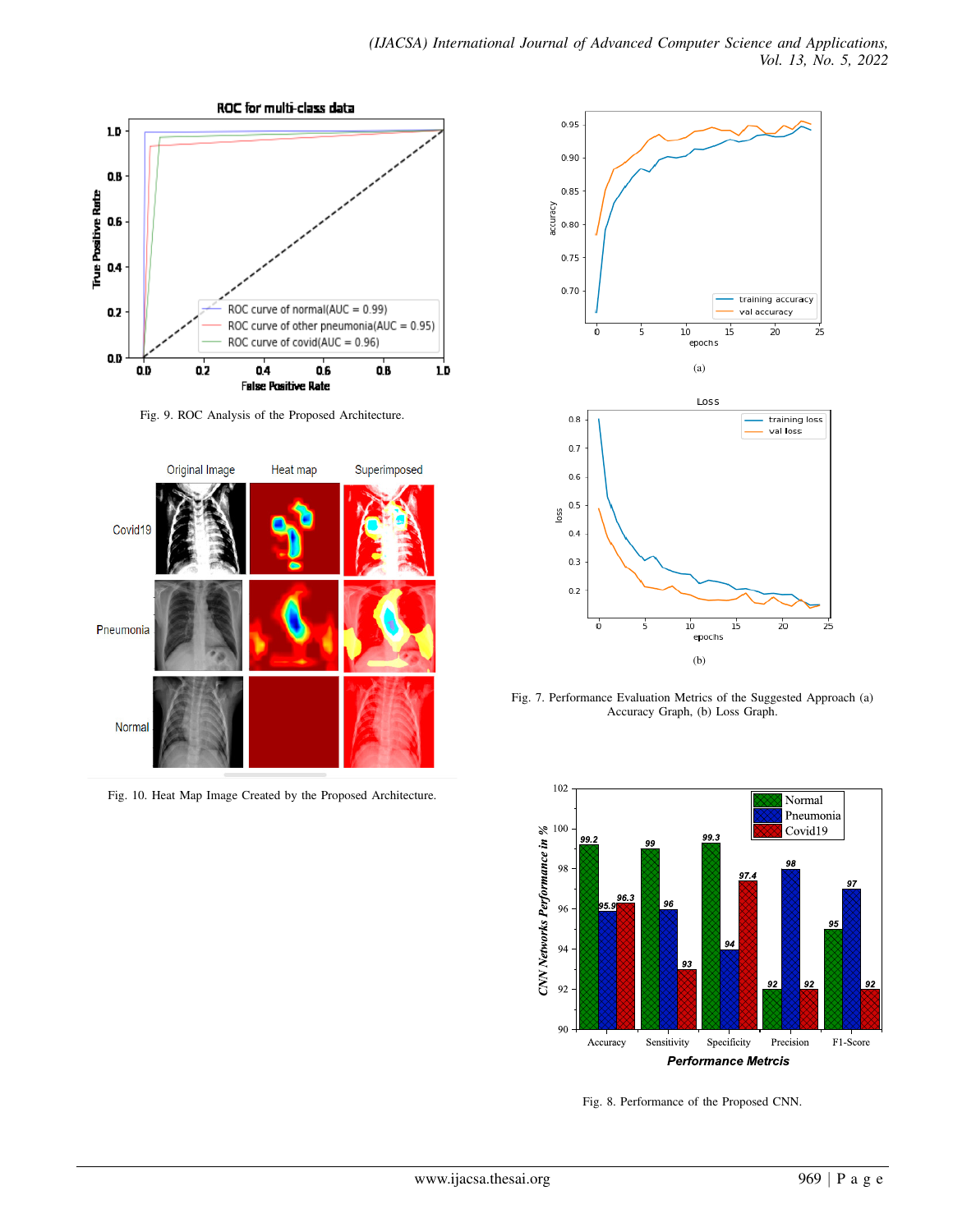Fig. 9. ROC Analysis of the Proposed Architecture.

Fig. 10. Heat Map Image Created by the Proposed Architecture.

(a)

(b)

Fig. 7. Performance Evaluation Metrics of the Suggested Approach (a) Accuracy Graph, (b) Loss Graph.

Fig. 8. Performance of the Proposed CNN.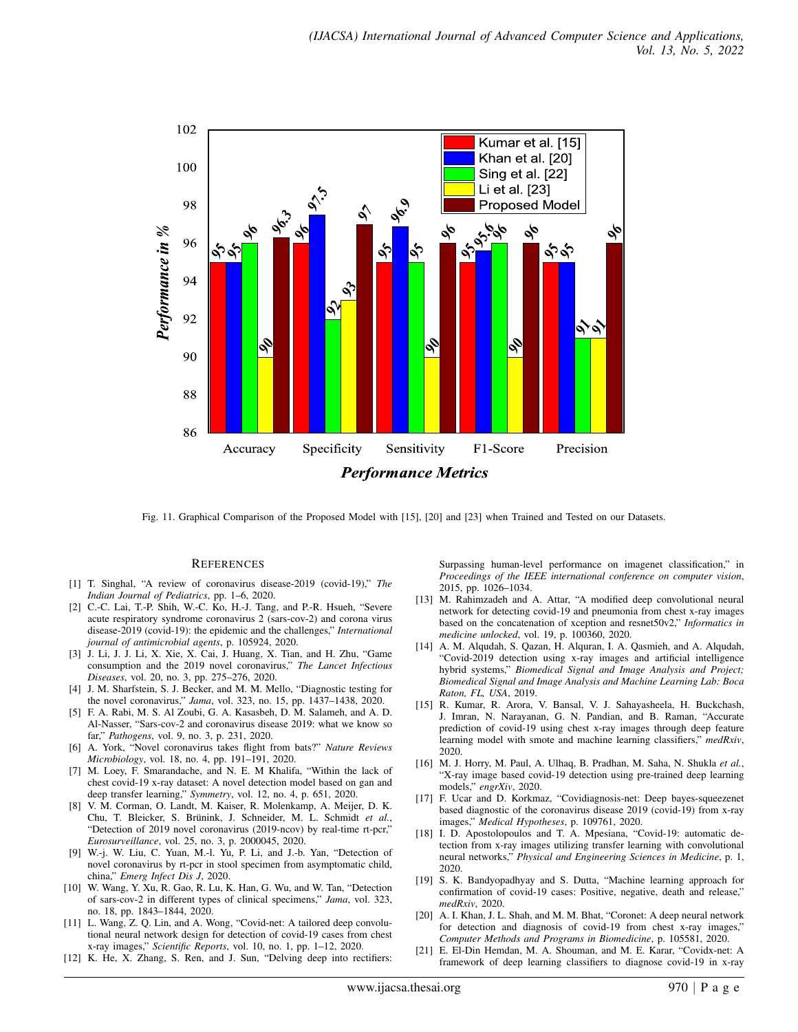Fig. 11. Graphical Comparison of the Proposed Model with [15], [20] and [23] when Trained and Tested on our Datasets.

## References

[1] T. Singhal, "A review of coronavirus disease-2019 (covid-19)," *The Indian Journal of Pediatrics*, pp. 1–6, 2020.

[2] C.-C. Lai, T.-P. Shih, W.-C. Ko, H.-J. Tang, and P.-R. Hsueh, "Severe acute respiratory syndrome coronavirus 2 (sars-cov-2) and corona virus disease-2019 (covid-19): the epidemic and the challenges," *International journal of antimicrobial agents*, p. 105924, 2020.

[3] J. Li, J. J. Li, X. Xie, X. Cai, J. Huang, X. Tian, and H. Zhu, "Game consumption and the 2019 novel coronavirus," *The Lancet Infectious Diseases*, vol. 20, no. 3, pp. 275–276, 2020.

[4] J. M. Sharfstein, S. J. Becker, and M. M. Mello, "Diagnostic testing for the novel coronavirus," *Jama*, vol. 323, no. 15, pp. 1437–1438, 2020.

[5] F. A. Rabi, M. S. Al Zoubi, G. A. Kasasbeh, D. M. Salameh, and A. D. Al-Nasser, "Sars-cov-2 and coronavirus disease 2019: what we know so far," *Pathogens*, vol. 9, no. 3, p. 231, 2020.

[6] A. York, "Novel coronavirus takes flight from bats?" *Nature Reviews Microbiology*, vol. 18, no. 4, pp. 191–191, 2020.

[7] M. Loey, F. Smarandache, and N. E. M Khalifa, "Within the lack of chest covid-19 x-ray dataset: A novel detection model based on gan and deep transfer learning," *Symmetry*, vol. 12, no. 4, p. 651, 2020.

[8] V. M. Corman, O. Landt, M. Kaiser, R. Molenkamp, A. Meijer, D. K. Chu, T. Bleicker, S. Brünink, J. Schneider, M. L. Schmidt *et al.*, "Detection of 2019 novel coronavirus (2019-ncov) by real-time rt-pcr," *Eurosurveillance*, vol. 25, no. 3, p. 2000045, 2020.

[9] W.-j. W. Liu, C. Yuan, M.-l. Yu, P. Li, and J.-b. Yan, "Detection of novel coronavirus by rt-pcr in stool specimen from asymptomatic child, china," *Emerg Infect Dis J*, 2020.

[10] W. Wang, Y. Xu, R. Gao, R. Lu, K. Han, G. Wu, and W. Tan, "Detection of sars-cov-2 in different types of clinical specimens," *Jama*, vol. 323, no. 18, pp. 1843–1844, 2020.

[11] L. Wang, Z. Q. Lin, and A. Wong, "Covid-net: A tailored deep convolutional neural network design for detection of covid-19 cases from chest x-ray images," *Scientific Reports*, vol. 10, no. 1, pp. 1–12, 2020.

[12] K. He, X. Zhang, S. Ren, and J. Sun, "Delving deep into rectifiers: Surpassing human-level performance on imagenet classification," in *Proceedings of the IEEE international conference on computer vision*, 2015, pp. 1026–1034.

[13] M. Rahimzadeh and A. Attar, "A modified deep convolutional neural network for detecting covid-19 and pneumonia from chest x-ray images based on the concatenation of xception and resnet50v2," *Informatics in medicine unlocked*, vol. 19, p. 100360, 2020.

[14] A. M. Alqudah, S. Qazan, H. Alquran, I. A. Qasmieh, and A. Alqudah, "Covid-2019 detection using x-ray images and artificial intelligence hybrid systems," *Biomedical Signal and Image Analysis and Project; Biomedical Signal and Image Analysis and Machine Learning Lab: Boca Raton, FL, USA*, 2019.

[15] R. Kumar, R. Arora, V. Bansal, V. J. Sahayasheela, H. Buckchash, J. Imran, N. Narayanan, G. N. Pandian, and B. Raman, "Accurate prediction of covid-19 using chest x-ray images through deep feature learning model with smote and machine learning classifiers," *medRxiv*, 2020.

[16] M. J. Horry, M. Paul, A. Ulhaq, B. Pradhan, M. Saha, N. Shukla *et al.*, "X-ray image based covid-19 detection using pre-trained deep learning models," *engrXiv*, 2020.

[17] F. Ucar and D. Korkmaz, "Covidiagnosis-net: Deep bayes-squeezenet based diagnostic of the coronavirus disease 2019 (covid-19) from x-ray images," *Medical Hypotheses*, p. 109761, 2020.

[18] I. D. Apostolopoulos and T. A. Mpesiana, "Covid-19: automatic detection from x-ray images utilizing transfer learning with convolutional neural networks," *Physical and Engineering Sciences in Medicine*, p. 1, 2020.

[19] S. K. Bandyopadhyay and S. Dutta, "Machine learning approach for confirmation of covid-19 cases: Positive, negative, death and release," *medRxiv*, 2020.

[20] A. I. Khan, J. L. Shah, and M. M. Bhat, "Coronet: A deep neural network for detection and diagnosis of covid-19 from chest x-ray images," *Computer Methods and Programs in Biomedicine*, p. 105581, 2020.

[21] E. El-Din Hemdan, M. A. Shouman, and M. E. Karar, "Covidx-net: A framework of deep learning classifiers to diagnose covid-19 in x-ray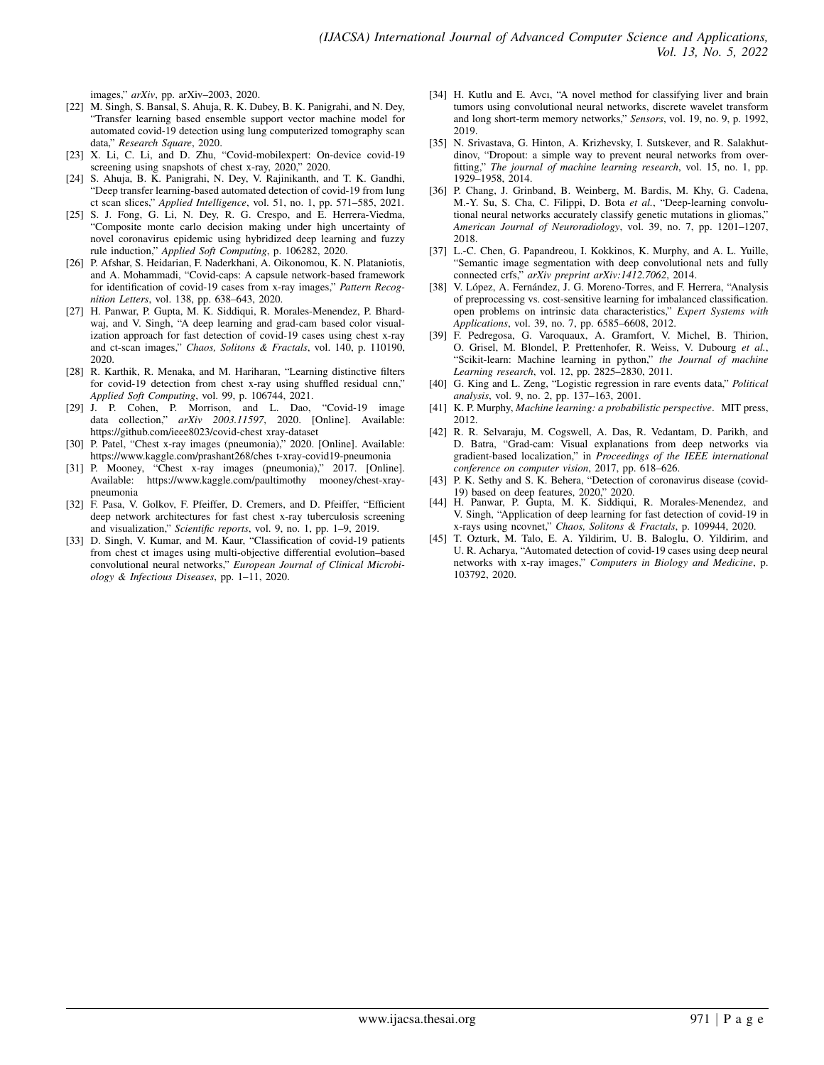images," *arXiv*, pp. arXiv–2003, 2020.

[22] M. Singh, S. Bansal, S. Ahuja, R. K. Dubey, B. K. Panigrahi, and N. Dey, "Transfer learning based ensemble support vector machine model for automated covid-19 detection using lung computerized tomography scan data," *Research Square*, 2020.

[23] X. Li, C. Li, and D. Zhu, "Covid-mobilexpert: On-device covid-19 screening using snapshots of chest x-ray, 2020," 2020.

[24] S. Ahuja, B. K. Panigrahi, N. Dey, V. Rajinikanth, and T. K. Gandhi, "Deep transfer learning-based automated detection of covid-19 from lung ct scan slices," *Applied Intelligence*, vol. 51, no. 1, pp. 571–585, 2021.

[25] S. J. Fong, G. Li, N. Dey, R. G. Crespo, and E. Herrera-Viedma, "Composite monte carlo decision making under high uncertainty of novel coronavirus epidemic using hybridized deep learning and fuzzy rule induction," *Applied Soft Computing*, p. 106282, 2020.

[26] P. Afshar, S. Heidarian, F. Naderkhani, A. Oikonomou, K. N. Plataniotis, and A. Mohammadi, "Covid-caps: A capsule network-based framework for identification of covid-19 cases from x-ray images," *Pattern Recognition Letters*, vol. 138, pp. 638–643, 2020.

[27] H. Panwar, P. Gupta, M. K. Siddiqui, R. Morales-Menendez, P. Bhardwaj, and V. Singh, "A deep learning and grad-cam based color visualization approach for fast detection of covid-19 cases using chest x-ray and ct-scan images," *Chaos, Solitons & Fractals*, vol. 140, p. 110190, 2020.

[28] R. Karthik, R. Menaka, and M. Hariharan, "Learning distinctive filters for covid-19 detection from chest x-ray using shuffled residual cnn," *Applied Soft Computing*, vol. 99, p. 106744, 2021.

[29] J. P. Cohen, P. Morrison, and L. Dao, "Covid-19 image data collection," *arXiv 2003.11597*, 2020. [Online]. Available: https://github.com/ieee8023/covid-chest xray-dataset

[30] P. Patel, "Chest x-ray images (pneumonia)," 2020. [Online]. Available: https://www.kaggle.com/prashant268/ches t-xray-covid19-pneumonia

[31] P. Mooney, "Chest x-ray images (pneumonia)," 2017. [Online]. Available: https://www.kaggle.com/paultimothy mooney/chest-xray-pneumonia

[32] F. Pasa, V. Golkov, F. Pfeiffer, D. Cremers, and D. Pfeiffer, "Efficient deep network architectures for fast chest x-ray tuberculosis screening and visualization," *Scientific reports*, vol. 9, no. 1, pp. 1–9, 2019.

[33] D. Singh, V. Kumar, and M. Kaur, "Classification of covid-19 patients from chest ct images using multi-objective differential evolution–based convolutional neural networks," *European Journal of Clinical Microbiology & Infectious Diseases*, pp. 1–11, 2020.

[34] H. Kutlu and E. Avcı, "A novel method for classifying liver and brain tumors using convolutional neural networks, discrete wavelet transform and long short-term memory networks," *Sensors*, vol. 19, no. 9, p. 1992, 2019.

[35] N. Srivastava, G. Hinton, A. Krizhevsky, I. Sutskever, and R. Salakhutdinov, "Dropout: a simple way to prevent neural networks from overfitting," *The journal of machine learning research*, vol. 15, no. 1, pp. 1929–1958, 2014.

[36] P. Chang, J. Grinband, B. Weinberg, M. Bardis, M. Khy, G. Cadena, M.-Y. Su, S. Cha, C. Filippi, D. Bota *et al.*, "Deep-learning convolutional neural networks accurately classify genetic mutations in gliomas," *American Journal of Neuroradiology*, vol. 39, no. 7, pp. 1201–1207, 2018.

[37] L.-C. Chen, G. Papandreou, I. Kokkinos, K. Murphy, and A. L. Yuille, "Semantic image segmentation with deep convolutional nets and fully connected crfs," *arXiv preprint arXiv:1412.7062*, 2014.

[38] V. López, A. Fernández, J. G. Moreno-Torres, and F. Herrera, "Analysis of preprocessing vs. cost-sensitive learning for imbalanced classification. open problems on intrinsic data characteristics," *Expert Systems with Applications*, vol. 39, no. 7, pp. 6585–6608, 2012.

[39] F. Pedregosa, G. Varoquaux, A. Gramfort, V. Michel, B. Thirion, O. Grisel, M. Blondel, P. Prettenhofer, R. Weiss, V. Dubourg *et al.*, "Scikit-learn: Machine learning in python," *the Journal of machine Learning research*, vol. 12, pp. 2825–2830, 2011.

[40] G. King and L. Zeng, "Logistic regression in rare events data," *Political analysis*, vol. 9, no. 2, pp. 137–163, 2001.

[41] K. P. Murphy, *Machine learning: a probabilistic perspective*. MIT press, 2012.

[42] R. R. Selvaraju, M. Cogswell, A. Das, R. Vedantam, D. Parikh, and D. Batra, "Grad-cam: Visual explanations from deep networks via gradient-based localization," in *Proceedings of the IEEE international conference on computer vision*, 2017, pp. 618–626.

[43] P. K. Sethy and S. K. Behera, "Detection of coronavirus disease (covid-19) based on deep features, 2020," 2020.

[44] H. Panwar, P. Gupta, M. K. Siddiqui, R. Morales-Menendez, and V. Singh, "Application of deep learning for fast detection of covid-19 in x-rays using ncovnet," *Chaos, Solitons & Fractals*, p. 109944, 2020.

[45] T. Ozturk, M. Talo, E. A. Yildirim, U. B. Baloglu, O. Yildirim, and U. R. Acharya, "Automated detection of covid-19 cases using deep neural networks with x-ray images," *Computers in Biology and Medicine*, p. 103792, 2020.